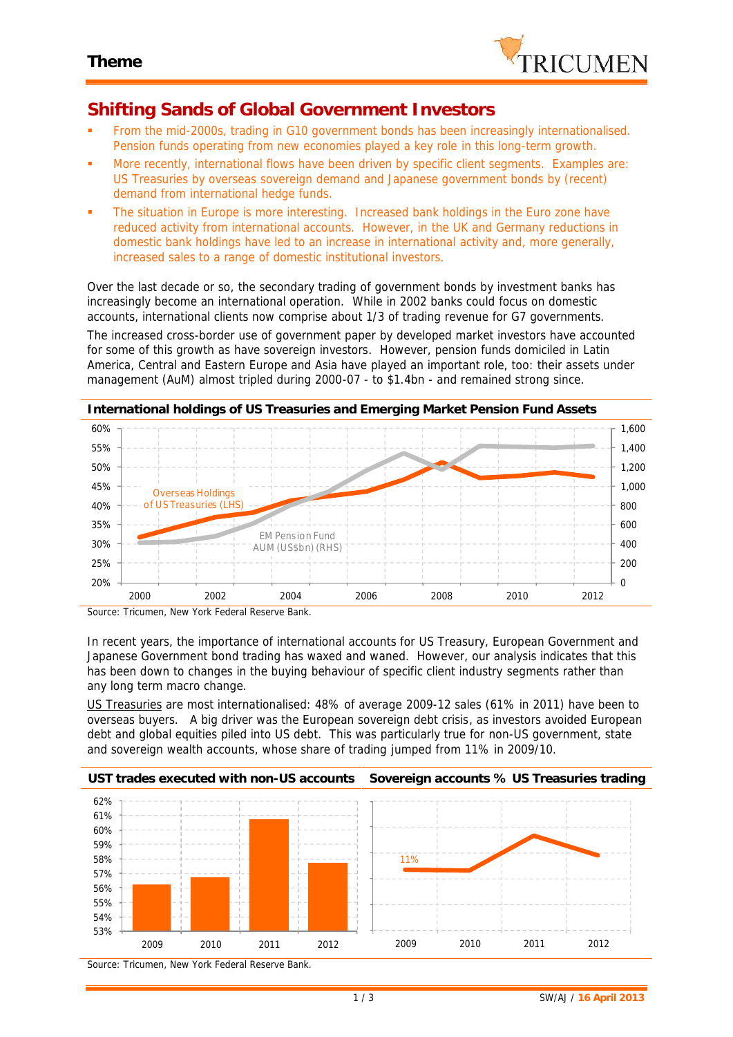**Theme**

# Shifting Sands of Global Government Investors

- From the mid-2000s, trading in G10 government bonds has been increasingly internationalised. Pension funds operating from new economies played a key role in this long-term growth.
- More recently, international flows have been driven by specific client segments. Examples are: US Treasuries by overseas sovereign demand and Japanese government bonds by (recent) demand from international hedge funds.
- The situation in Europe is more interesting. Increased bank holdings in the Euro zone have reduced activity from international accounts. However, in the UK and Germany reductions in domestic bank holdings have led to an increase in international activity and, more generally, increased sales to a range of domestic institutional investors.

Over the last decade or so, the secondary trading of government bonds by investment banks has increasingly become an international operation. While in 2002 banks could focus on domestic accounts, international clients now comprise about 1/3 of trading revenue for G7 governments.

The increased cross-border use of government paper by developed market investors have accounted for some of this growth as have sovereign investors. However, pension funds domiciled in Latin America, Central and Eastern Europe and Asia have played an important role, too: their assets under management (AuM) almost tripled during 2000-07 - to $1.4bn - and remained strong since.

**International holdings of US Treasuries and Emerging Market Pension Fund Assets**

Source: Tricumen, New York Federal Reserve Bank.

In recent years, the importance of international accounts for US Treasury, European Government and Japanese Government bond trading has waxed and waned. However, our analysis indicates that this has been down to changes in the buying behaviour of specific client industry segments rather than any long term macro change.

US Treasuries are most internationalised: 48% of average 2009-12 sales (61% in 2011) have been to overseas buyers. A big driver was the European sovereign debt crisis, as investors avoided European debt and global equities piled into US debt. This was particularly true for non-US government, state and sovereign wealth accounts, whose share of trading jumped from 11% in 2009/10.

**UST trades executed with non-US accounts** | **Sovereign accounts % US Treasuries trading**

Source: Tricumen, New York Federal Reserve Bank.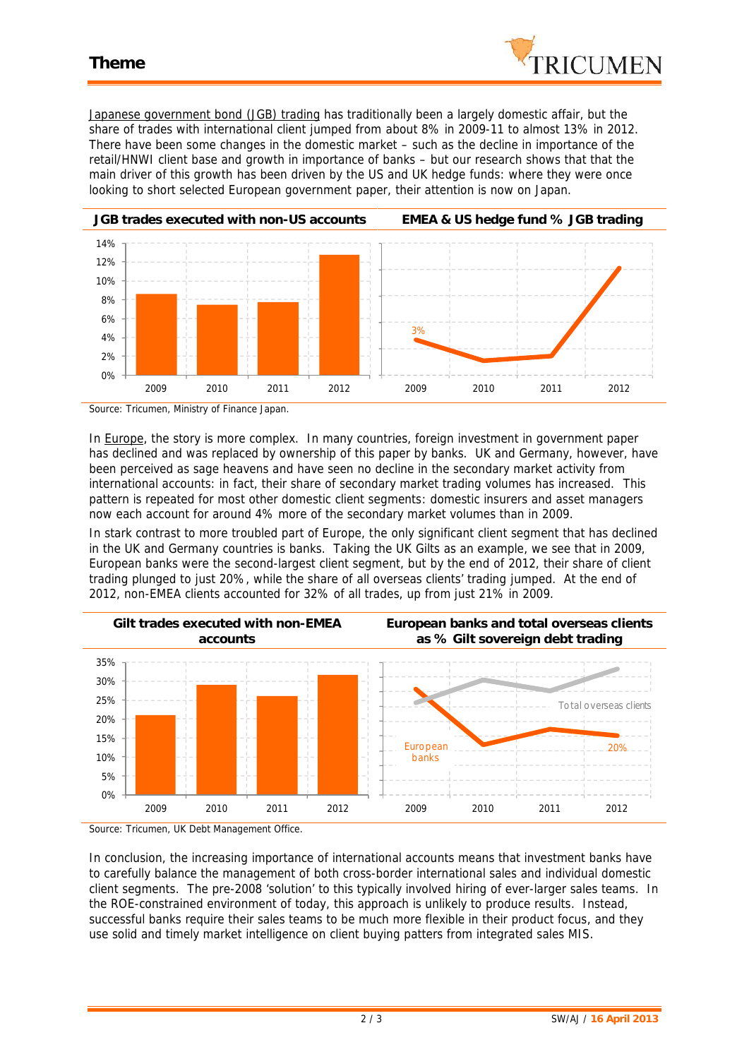Japanese government bond (JGB) trading has traditionally been a largely domestic affair, but the share of trades with international client jumped from about 8% in 2009-11 to almost 13% in 2012. There have been some changes in the domestic market – such as the decline in importance of the retail/HNWI client base and growth in importance of banks – but our research shows that that the main driver of this growth has been driven by the US and UK hedge funds: where they were once looking to short selected European government paper, their attention is now on Japan.

**JGB trades executed with non-US accounts** | **EMEA & US hedge fund % JGB trading**

Source: Tricumen, Ministry of Finance Japan.

In Europe, the story is more complex. In many countries, foreign investment in government paper has declined and was replaced by ownership of this paper by banks. UK and Germany, however, have been perceived as sage heavens and have seen no decline in the secondary market activity from international accounts: in fact, their share of secondary market trading volumes has increased. This pattern is repeated for most other domestic client segments: domestic insurers and asset managers now each account for around 4% more of the secondary market volumes than in 2009.

In stark contrast to more troubled part of Europe, the only significant client segment that has declined in the UK and Germany countries is banks. Taking the UK Gilts as an example, we see that in 2009, European banks were the second-largest client segment, but by the end of 2012, their share of client trading plunged to just 20%, while the share of all overseas clients' trading jumped. At the end of 2012, non-EMEA clients accounted for 32% of all trades, up from just 21% in 2009.

**Gilt trades executed with non-EMEA accounts** | **European banks and total overseas clients as % Gilt sovereign debt trading**

Source: Tricumen, UK Debt Management Office.

In conclusion, the increasing importance of international accounts means that investment banks have to carefully balance the management of both cross-border international sales and individual domestic client segments. The pre-2008 'solution' to this typically involved hiring of ever-larger sales teams. In the ROE-constrained environment of today, this approach is unlikely to produce results. Instead, successful banks require their sales teams to be much more flexible in their product focus, and they use solid and timely market intelligence on client buying patters from integrated sales MIS.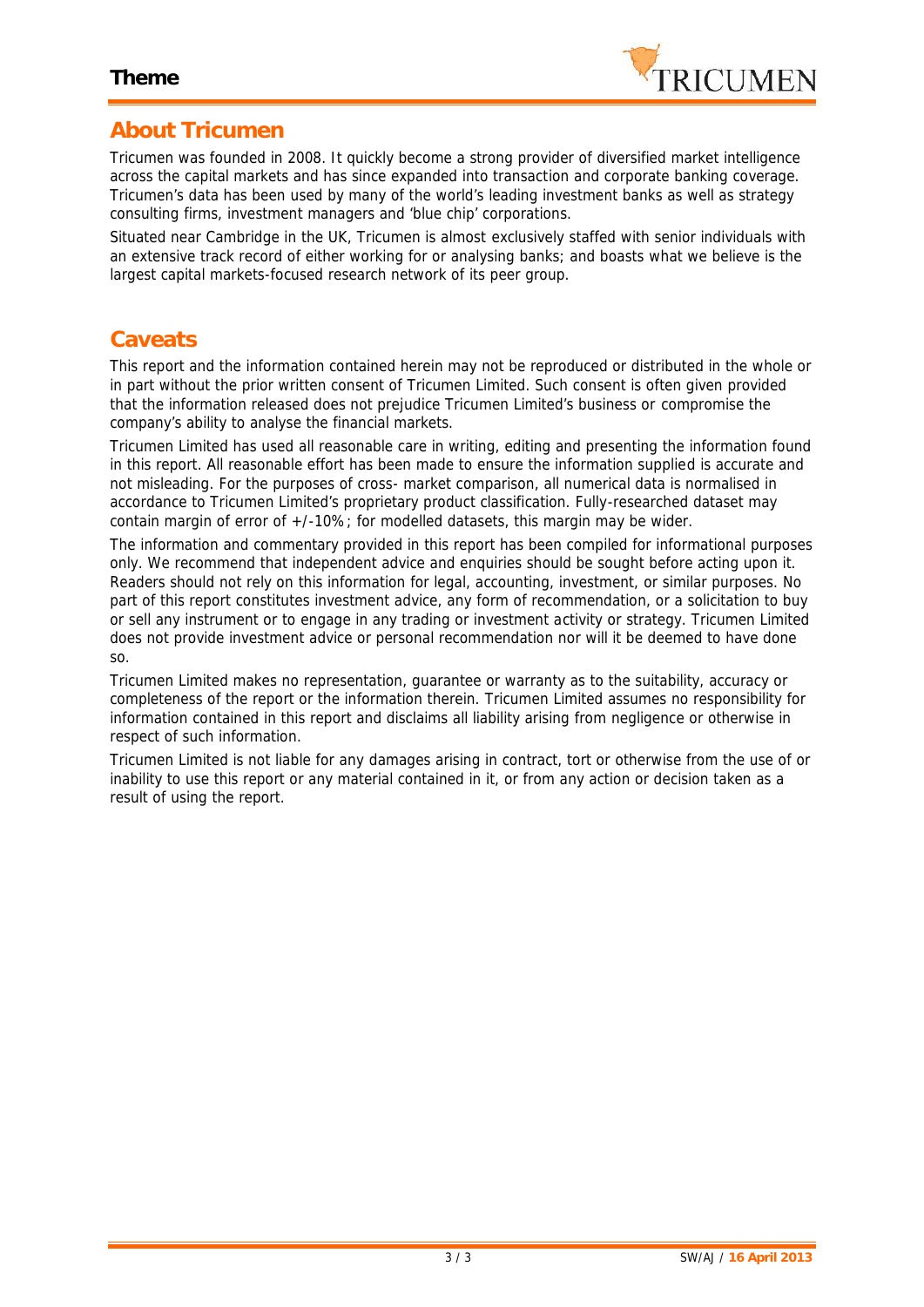## About Tricumen

Tricumen was founded in 2008. It quickly become a strong provider of diversified market intelligence across the capital markets and has since expanded into transaction and corporate banking coverage. Tricumen's data has been used by many of the world's leading investment banks as well as strategy consulting firms, investment managers and 'blue chip' corporations.

Situated near Cambridge in the UK, Tricumen is almost exclusively staffed with senior individuals with an extensive track record of either working for or analysing banks; and boasts what we believe is the largest capital markets-focused research network of its peer group.

## Caveats

This report and the information contained herein may not be reproduced or distributed in the whole or in part without the prior written consent of Tricumen Limited. Such consent is often given provided that the information released does not prejudice Tricumen Limited's business or compromise the company's ability to analyse the financial markets.

Tricumen Limited has used all reasonable care in writing, editing and presenting the information found in this report. All reasonable effort has been made to ensure the information supplied is accurate and not misleading. For the purposes of cross- market comparison, all numerical data is normalised in accordance to Tricumen Limited's proprietary product classification. Fully-researched dataset may contain margin of error of +/-10%; for modelled datasets, this margin may be wider.

The information and commentary provided in this report has been compiled for informational purposes only. We recommend that independent advice and enquiries should be sought before acting upon it. Readers should not rely on this information for legal, accounting, investment, or similar purposes. No part of this report constitutes investment advice, any form of recommendation, or a solicitation to buy or sell any instrument or to engage in any trading or investment activity or strategy. Tricumen Limited does not provide investment advice or personal recommendation nor will it be deemed to have done so.

Tricumen Limited makes no representation, guarantee or warranty as to the suitability, accuracy or completeness of the report or the information therein. Tricumen Limited assumes no responsibility for information contained in this report and disclaims all liability arising from negligence or otherwise in respect of such information.

Tricumen Limited is not liable for any damages arising in contract, tort or otherwise from the use of or inability to use this report or any material contained in it, or from any action or decision taken as a result of using the report.